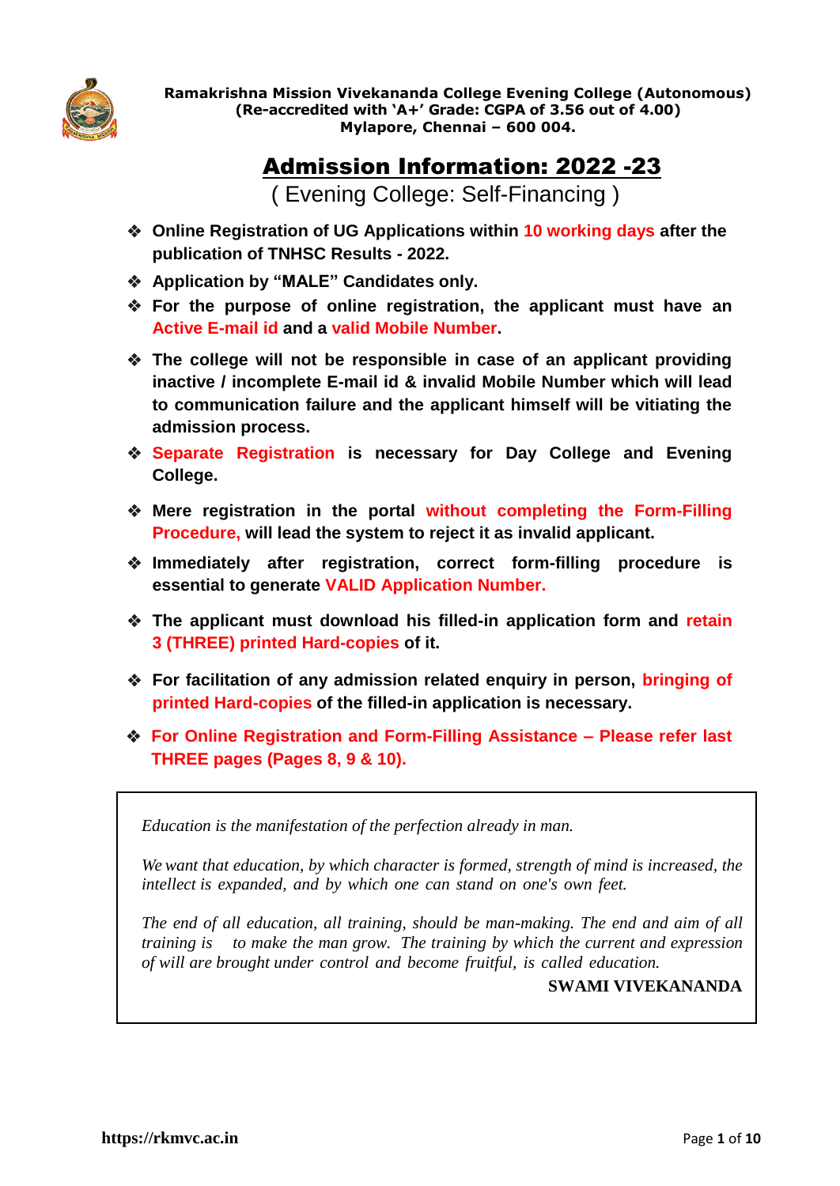**Ramakrishna Mission Vivekananda College Evening College (Autonomous)**
**(Re-accredited with 'A+' Grade: CGPA of 3.56 out of 4.00)**
**Mylapore, Chennai – 600 004.**

# Admission Information: 2022 -23

( Evening College: Self-Financing )

- **Online Registration of UG Applications within 10 working days after the publication of TNHSC Results - 2022.**
- **Application by "MALE" Candidates only.**
- **For the purpose of online registration, the applicant must have an Active E-mail id and a valid Mobile Number.**
- **The college will not be responsible in case of an applicant providing inactive / incomplete E-mail id & invalid Mobile Number which will lead to communication failure and the applicant himself will be vitiating the admission process.**
- **Separate Registration is necessary for Day College and Evening College.**
- **Mere registration in the portal without completing the Form-Filling Procedure, will lead the system to reject it as invalid applicant.**
- **Immediately after registration, correct form-filling procedure is essential to generate VALID Application Number.**
- **The applicant must download his filled-in application form and retain 3 (THREE) printed Hard-copies of it.**
- **For facilitation of any admission related enquiry in person, bringing of printed Hard-copies of the filled-in application is necessary.**
- **For Online Registration and Form-Filling Assistance – Please refer last THREE pages (Pages 8, 9 & 10).**

*Education is the manifestation of the perfection already in man.*

*We want that education, by which character is formed, strength of mind is increased, the intellect is expanded, and by which one can stand on one's own feet.*

*The end of all education, all training, should be man-making. The end and aim of all training is to make the man grow. The training by which the current and expression of will are brought under control and become fruitful, is called education.*

**SWAMI VIVEKANANDA**

**https://rkmvc.ac.in**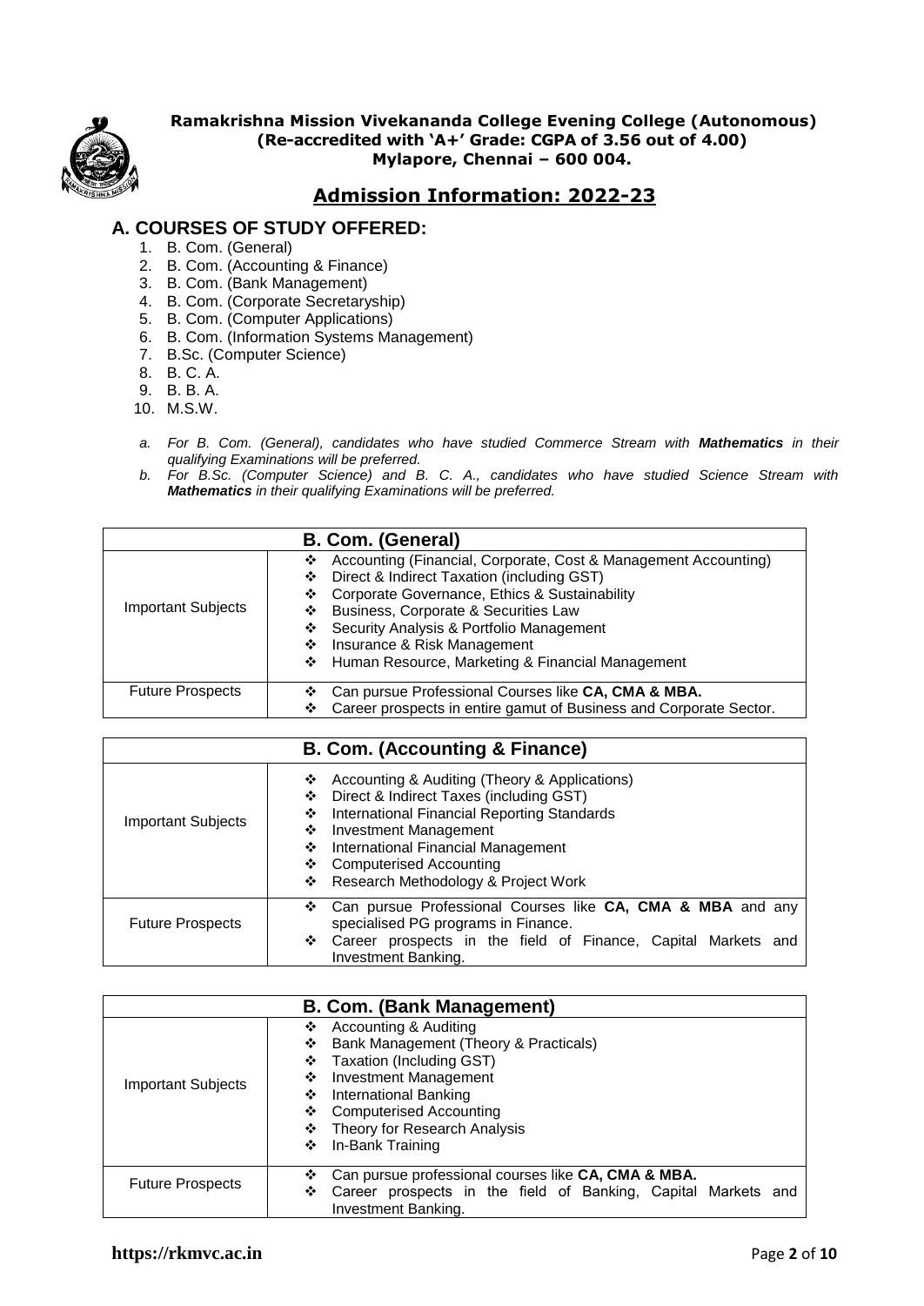**Ramakrishna Mission Vivekananda College Evening College (Autonomous)**
**(Re-accredited with 'A+' Grade: CGPA of 3.56 out of 4.00)**
**Mylapore, Chennai – 600 004.**

# Admission Information: 2022-23

## A. COURSES OF STUDY OFFERED:

1. B. Com. (General)
2. B. Com. (Accounting & Finance)
3. B. Com. (Bank Management)
4. B. Com. (Corporate Secretaryship)
5. B. Com. (Computer Applications)
6. B. Com. (Information Systems Management)
7. B.Sc. (Computer Science)
8. B. C. A.
9. B. B. A.
10. M.S.W.

a. *For B. Com. (General), candidates who have studied Commerce Stream with **Mathematics** in their qualifying Examinations will be preferred.*
b. *For B.Sc. (Computer Science) and B. C. A., candidates who have studied Science Stream with **Mathematics** in their qualifying Examinations will be preferred.*

| **B. Com. (General)** | |
|---|---|
| Important Subjects | ❖ Accounting (Financial, Corporate, Cost & Management Accounting)<br>❖ Direct & Indirect Taxation (including GST)<br>❖ Corporate Governance, Ethics & Sustainability<br>❖ Business, Corporate & Securities Law<br>❖ Security Analysis & Portfolio Management<br>❖ Insurance & Risk Management<br>❖ Human Resource, Marketing & Financial Management |
| Future Prospects | ❖ Can pursue Professional Courses like **CA, CMA & MBA.**<br>❖ Career prospects in entire gamut of Business and Corporate Sector. |

| **B. Com. (Accounting & Finance)** | |
|---|---|
| Important Subjects | ❖ Accounting & Auditing (Theory & Applications)<br>❖ Direct & Indirect Taxes (including GST)<br>❖ International Financial Reporting Standards<br>❖ Investment Management<br>❖ International Financial Management<br>❖ Computerised Accounting<br>❖ Research Methodology & Project Work |
| Future Prospects | ❖ Can pursue Professional Courses like **CA, CMA & MBA** and any specialised PG programs in Finance.<br>❖ Career prospects in the field of Finance, Capital Markets and Investment Banking. |

| **B. Com. (Bank Management)** | |
|---|---|
| Important Subjects | ❖ Accounting & Auditing<br>❖ Bank Management (Theory & Practicals)<br>❖ Taxation (Including GST)<br>❖ Investment Management<br>❖ International Banking<br>❖ Computerised Accounting<br>❖ Theory for Research Analysis<br>❖ In-Bank Training |
| Future Prospects | ❖ Can pursue professional courses like **CA, CMA & MBA.**<br>❖ Career prospects in the field of Banking, Capital Markets and Investment Banking. |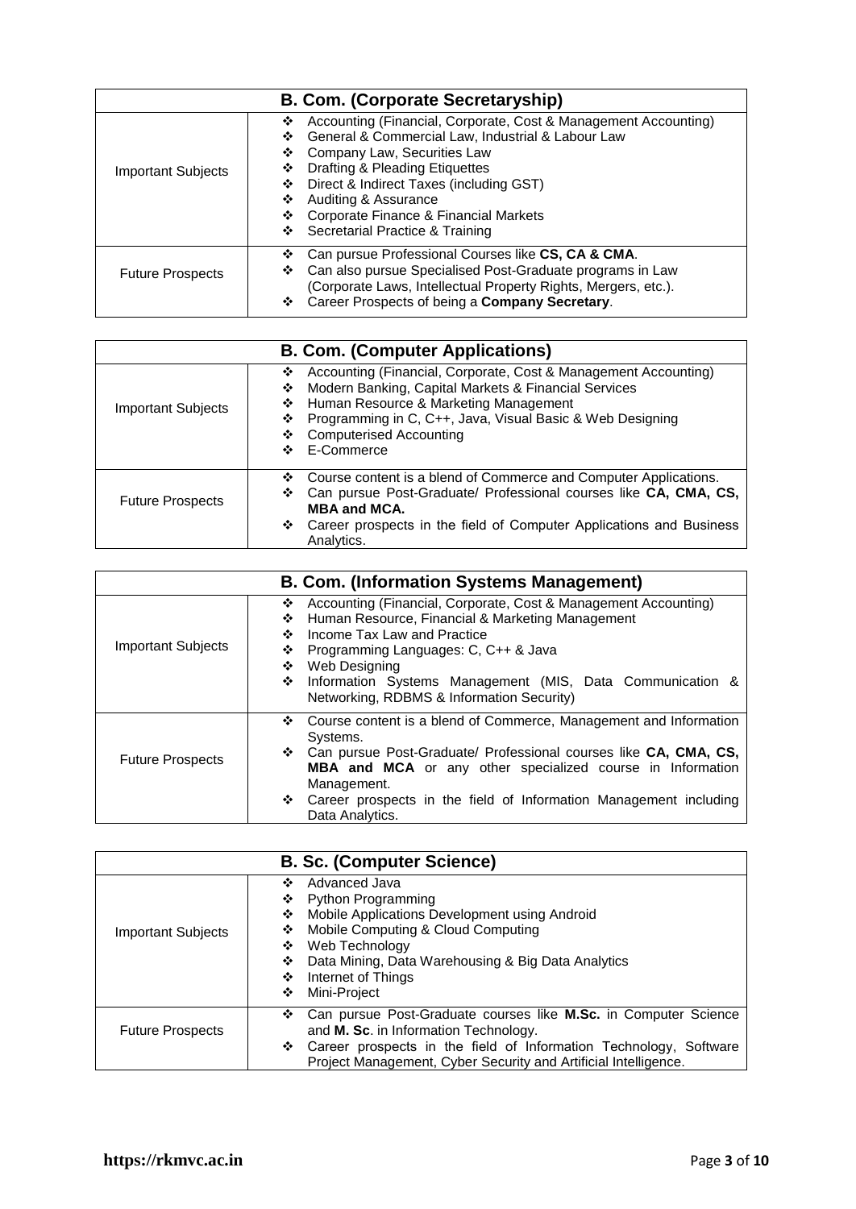| B. Com. (Corporate Secretaryship) | |
|---|---|
| Important Subjects | ❖ Accounting (Financial, Corporate, Cost & Management Accounting)<br>❖ General & Commercial Law, Industrial & Labour Law<br>❖ Company Law, Securities Law<br>❖ Drafting & Pleading Etiquettes<br>❖ Direct & Indirect Taxes (including GST)<br>❖ Auditing & Assurance<br>❖ Corporate Finance & Financial Markets<br>❖ Secretarial Practice & Training |
| Future Prospects | ❖ Can pursue Professional Courses like **CS, CA & CMA**.<br>❖ Can also pursue Specialised Post-Graduate programs in Law (Corporate Laws, Intellectual Property Rights, Mergers, etc.).<br>❖ Career Prospects of being a **Company Secretary**. |

| B. Com. (Computer Applications) | |
|---|---|
| Important Subjects | ❖ Accounting (Financial, Corporate, Cost & Management Accounting)<br>❖ Modern Banking, Capital Markets & Financial Services<br>❖ Human Resource & Marketing Management<br>❖ Programming in C, C++, Java, Visual Basic & Web Designing<br>❖ Computerised Accounting<br>❖ E-Commerce |
| Future Prospects | ❖ Course content is a blend of Commerce and Computer Applications.<br>❖ Can pursue Post-Graduate/ Professional courses like **CA, CMA, CS, MBA and MCA.**<br>❖ Career prospects in the field of Computer Applications and Business Analytics. |

| B. Com. (Information Systems Management) | |
|---|---|
| Important Subjects | ❖ Accounting (Financial, Corporate, Cost & Management Accounting)<br>❖ Human Resource, Financial & Marketing Management<br>❖ Income Tax Law and Practice<br>❖ Programming Languages: C, C++ & Java<br>❖ Web Designing<br>❖ Information Systems Management (MIS, Data Communication & Networking, RDBMS & Information Security) |
| Future Prospects | ❖ Course content is a blend of Commerce, Management and Information Systems.<br>❖ Can pursue Post-Graduate/ Professional courses like **CA, CMA, CS, MBA and MCA** or any other specialized course in Information Management.<br>❖ Career prospects in the field of Information Management including Data Analytics. |

| B. Sc. (Computer Science) | |
|---|---|
| Important Subjects | ❖ Advanced Java<br>❖ Python Programming<br>❖ Mobile Applications Development using Android<br>❖ Mobile Computing & Cloud Computing<br>❖ Web Technology<br>❖ Data Mining, Data Warehousing & Big Data Analytics<br>❖ Internet of Things<br>❖ Mini-Project |
| Future Prospects | ❖ Can pursue Post-Graduate courses like **M.Sc.** in Computer Science and **M. Sc**. in Information Technology.<br>❖ Career prospects in the field of Information Technology, Software Project Management, Cyber Security and Artificial Intelligence. |

**https://rkmvc.ac.in**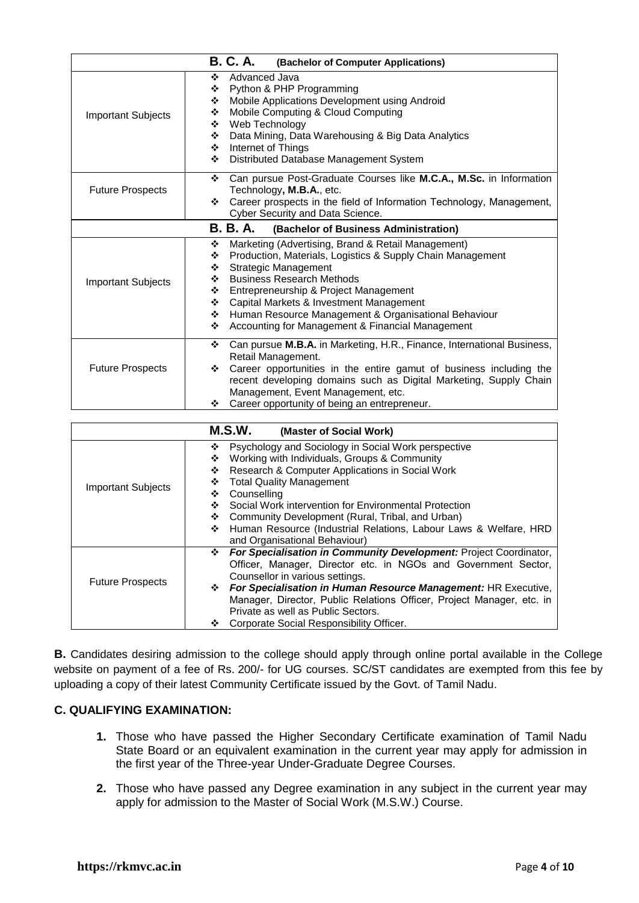| **B. C. A.** (Bachelor of Computer Applications) | |
|---|---|
| Important Subjects | ❖ Advanced Java<br>❖ Python & PHP Programming<br>❖ Mobile Applications Development using Android<br>❖ Mobile Computing & Cloud Computing<br>❖ Web Technology<br>❖ Data Mining, Data Warehousing & Big Data Analytics<br>❖ Internet of Things<br>❖ Distributed Database Management System |
| Future Prospects | ❖ Can pursue Post-Graduate Courses like **M.C.A., M.Sc.** in Information Technology**, M.B.A.**, etc.<br>❖ Career prospects in the field of Information Technology, Management, Cyber Security and Data Science. |
| **B. B. A.** (Bachelor of Business Administration) | |
| Important Subjects | ❖ Marketing (Advertising, Brand & Retail Management)<br>❖ Production, Materials, Logistics & Supply Chain Management<br>❖ Strategic Management<br>❖ Business Research Methods<br>❖ Entrepreneurship & Project Management<br>❖ Capital Markets & Investment Management<br>❖ Human Resource Management & Organisational Behaviour<br>❖ Accounting for Management & Financial Management |
| Future Prospects | ❖ Can pursue **M.B.A.** in Marketing, H.R., Finance, International Business, Retail Management.<br>❖ Career opportunities in the entire gamut of business including the recent developing domains such as Digital Marketing, Supply Chain Management, Event Management, etc.<br>❖ Career opportunity of being an entrepreneur. |

| **M.S.W.** (Master of Social Work) | |
|---|---|
| Important Subjects | ❖ Psychology and Sociology in Social Work perspective<br>❖ Working with Individuals, Groups & Community<br>❖ Research & Computer Applications in Social Work<br>❖ Total Quality Management<br>❖ Counselling<br>❖ Social Work intervention for Environmental Protection<br>❖ Community Development (Rural, Tribal, and Urban)<br>❖ Human Resource (Industrial Relations, Labour Laws & Welfare, HRD and Organisational Behaviour) |
| Future Prospects | ❖ ***For Specialisation in Community Development:*** Project Coordinator, Officer, Manager, Director etc. in NGOs and Government Sector, Counsellor in various settings.<br>❖ ***For Specialisation in Human Resource Management:*** HR Executive, Manager, Director, Public Relations Officer, Project Manager, etc. in Private as well as Public Sectors.<br>❖ Corporate Social Responsibility Officer. |

**B.** Candidates desiring admission to the college should apply through online portal available in the College website on payment of a fee of Rs. 200/- for UG courses. SC/ST candidates are exempted from this fee by uploading a copy of their latest Community Certificate issued by the Govt. of Tamil Nadu.

**C. QUALIFYING EXAMINATION:**

1. Those who have passed the Higher Secondary Certificate examination of Tamil Nadu State Board or an equivalent examination in the current year may apply for admission in the first year of the Three-year Under-Graduate Degree Courses.

2. Those who have passed any Degree examination in any subject in the current year may apply for admission to the Master of Social Work (M.S.W.) Course.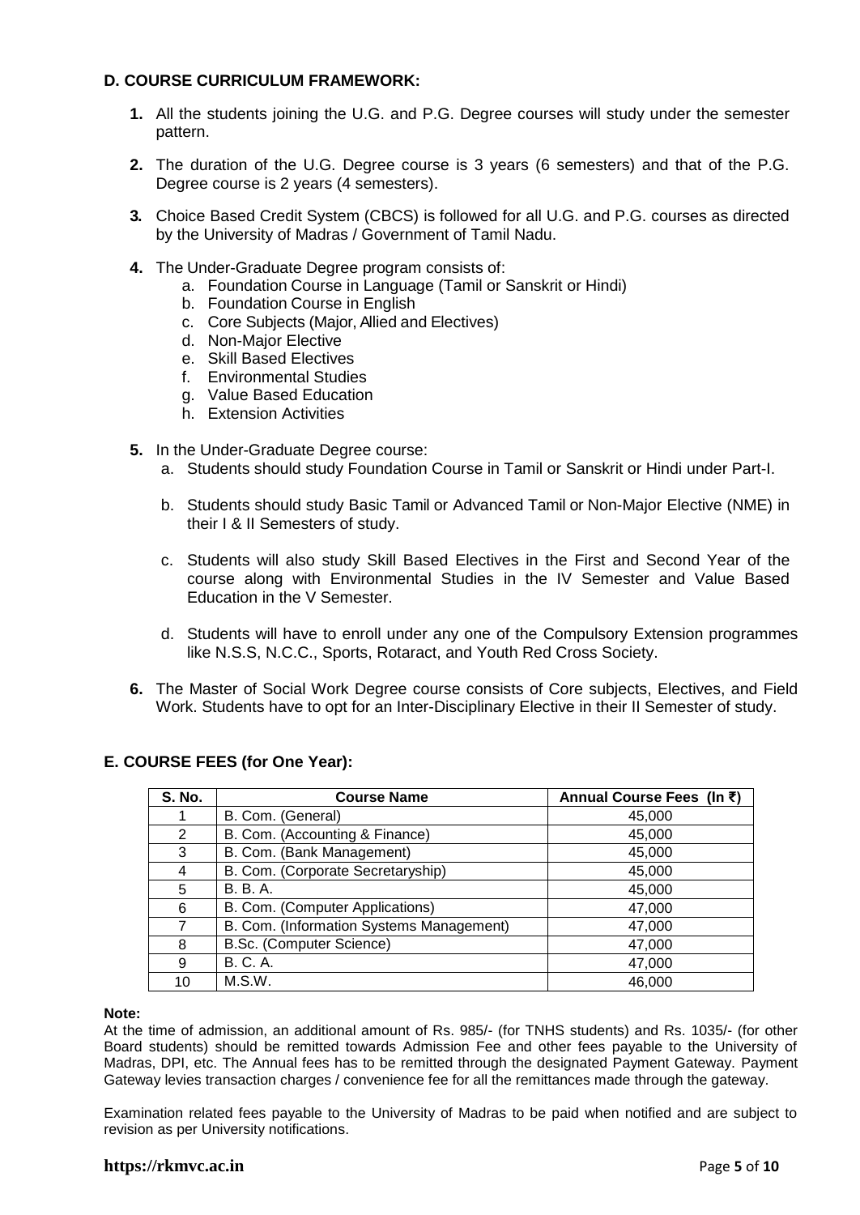## D. COURSE CURRICULUM FRAMEWORK:

1. All the students joining the U.G. and P.G. Degree courses will study under the semester pattern.

2. The duration of the U.G. Degree course is 3 years (6 semesters) and that of the P.G. Degree course is 2 years (4 semesters).

3. Choice Based Credit System (CBCS) is followed for all U.G. and P.G. courses as directed by the University of Madras / Government of Tamil Nadu.

4. The Under-Graduate Degree program consists of:
   a. Foundation Course in Language (Tamil or Sanskrit or Hindi)
   b. Foundation Course in English
   c. Core Subjects (Major, Allied and Electives)
   d. Non-Major Elective
   e. Skill Based Electives
   f. Environmental Studies
   g. Value Based Education
   h. Extension Activities

5. In the Under-Graduate Degree course:
   a. Students should study Foundation Course in Tamil or Sanskrit or Hindi under Part-I.

   b. Students should study Basic Tamil or Advanced Tamil or Non-Major Elective (NME) in their I & II Semesters of study.

   c. Students will also study Skill Based Electives in the First and Second Year of the course along with Environmental Studies in the IV Semester and Value Based Education in the V Semester.

   d. Students will have to enroll under any one of the Compulsory Extension programmes like N.S.S, N.C.C., Sports, Rotaract, and Youth Red Cross Society.

6. The Master of Social Work Degree course consists of Core subjects, Electives, and Field Work. Students have to opt for an Inter-Disciplinary Elective in their II Semester of study.

## E. COURSE FEES (for One Year):

| S. No. | Course Name | Annual Course Fees (In ₹) |
|---|---|---|
| 1 | B. Com. (General) | 45,000 |
| 2 | B. Com. (Accounting & Finance) | 45,000 |
| 3 | B. Com. (Bank Management) | 45,000 |
| 4 | B. Com. (Corporate Secretaryship) | 45,000 |
| 5 | B. B. A. | 45,000 |
| 6 | B. Com. (Computer Applications) | 47,000 |
| 7 | B. Com. (Information Systems Management) | 47,000 |
| 8 | B.Sc. (Computer Science) | 47,000 |
| 9 | B. C. A. | 47,000 |
| 10 | M.S.W. | 46,000 |

**Note:**

At the time of admission, an additional amount of Rs. 985/- (for TNHS students) and Rs. 1035/- (for other Board students) should be remitted towards Admission Fee and other fees payable to the University of Madras, DPI, etc. The Annual fees has to be remitted through the designated Payment Gateway. Payment Gateway levies transaction charges / convenience fee for all the remittances made through the gateway.

Examination related fees payable to the University of Madras to be paid when notified and are subject to revision as per University notifications.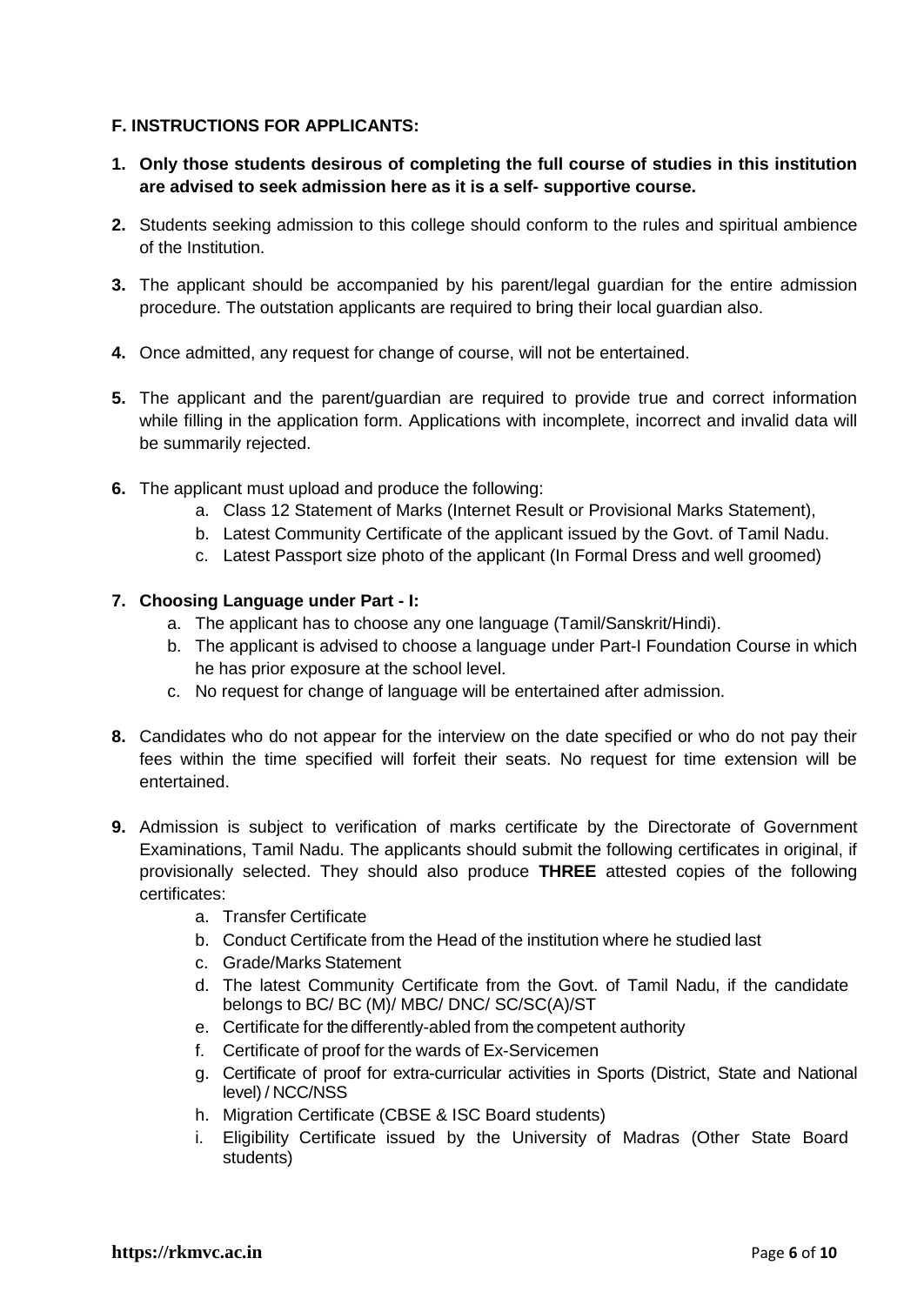### F. INSTRUCTIONS FOR APPLICANTS:

1. **Only those students desirous of completing the full course of studies in this institution are advised to seek admission here as it is a self- supportive course.**

2. Students seeking admission to this college should conform to the rules and spiritual ambience of the Institution.

3. The applicant should be accompanied by his parent/legal guardian for the entire admission procedure. The outstation applicants are required to bring their local guardian also.

4. Once admitted, any request for change of course, will not be entertained.

5. The applicant and the parent/guardian are required to provide true and correct information while filling in the application form. Applications with incomplete, incorrect and invalid data will be summarily rejected.

6. The applicant must upload and produce the following:
   a. Class 12 Statement of Marks (Internet Result or Provisional Marks Statement),
   b. Latest Community Certificate of the applicant issued by the Govt. of Tamil Nadu.
   c. Latest Passport size photo of the applicant (In Formal Dress and well groomed)

7. **Choosing Language under Part - I:**
   a. The applicant has to choose any one language (Tamil/Sanskrit/Hindi).
   b. The applicant is advised to choose a language under Part-I Foundation Course in which he has prior exposure at the school level.
   c. No request for change of language will be entertained after admission.

8. Candidates who do not appear for the interview on the date specified or who do not pay their fees within the time specified will forfeit their seats. No request for time extension will be entertained.

9. Admission is subject to verification of marks certificate by the Directorate of Government Examinations, Tamil Nadu. The applicants should submit the following certificates in original, if provisionally selected. They should also produce **THREE** attested copies of the following certificates:
   a. Transfer Certificate
   b. Conduct Certificate from the Head of the institution where he studied last
   c. Grade/Marks Statement
   d. The latest Community Certificate from the Govt. of Tamil Nadu, if the candidate belongs to BC/ BC (M)/ MBC/ DNC/ SC/SC(A)/ST
   e. Certificate for the differently-abled from the competent authority
   f. Certificate of proof for the wards of Ex-Servicemen
   g. Certificate of proof for extra-curricular activities in Sports (District, State and National level) / NCC/NSS
   h. Migration Certificate (CBSE & ISC Board students)
   i. Eligibility Certificate issued by the University of Madras (Other State Board students)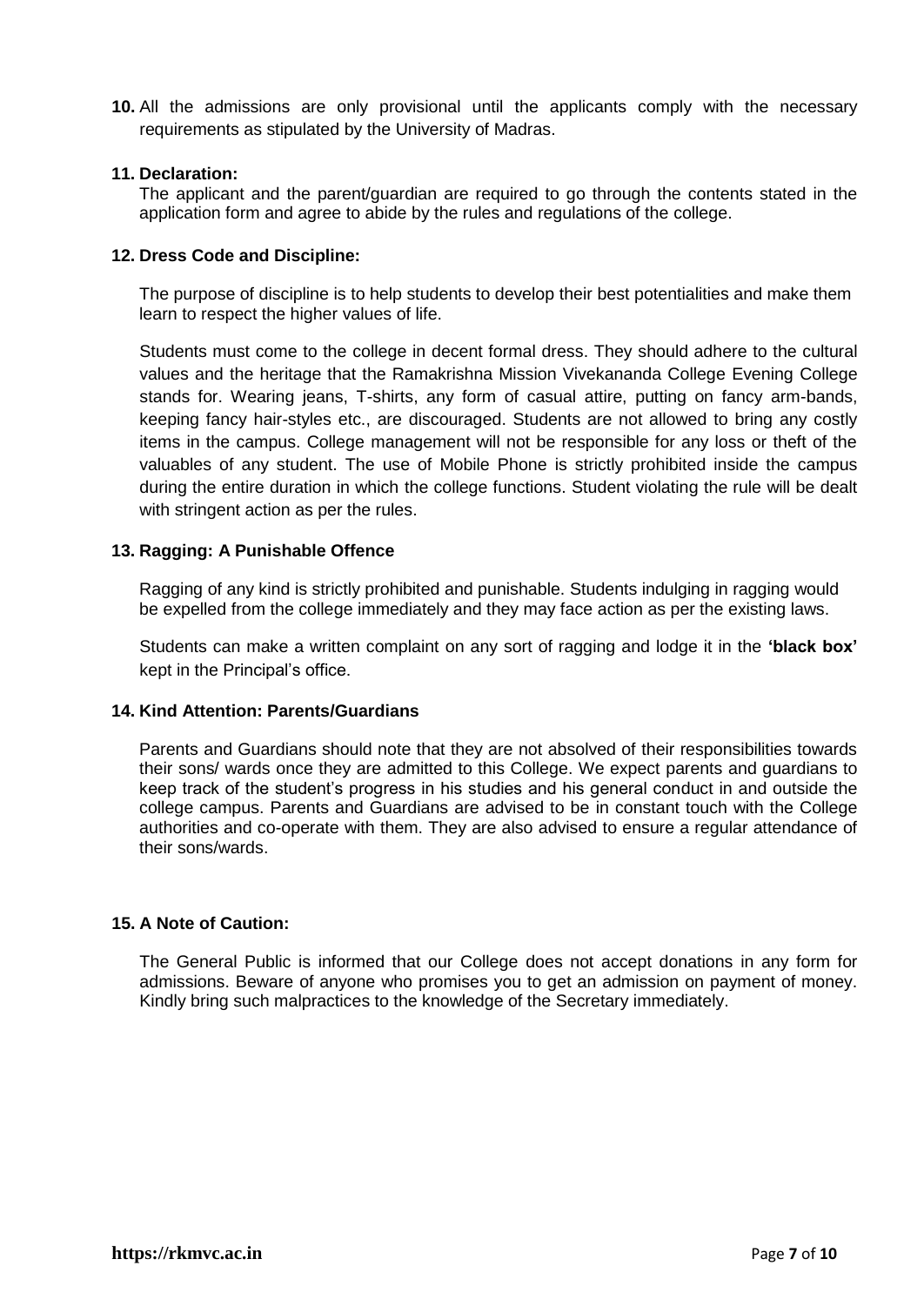**10.** All the admissions are only provisional until the applicants comply with the necessary requirements as stipulated by the University of Madras.

**11. Declaration:**

The applicant and the parent/guardian are required to go through the contents stated in the application form and agree to abide by the rules and regulations of the college.

**12. Dress Code and Discipline:**

The purpose of discipline is to help students to develop their best potentialities and make them learn to respect the higher values of life.

Students must come to the college in decent formal dress. They should adhere to the cultural values and the heritage that the Ramakrishna Mission Vivekananda College Evening College stands for. Wearing jeans, T-shirts, any form of casual attire, putting on fancy arm-bands, keeping fancy hair-styles etc., are discouraged. Students are not allowed to bring any costly items in the campus. College management will not be responsible for any loss or theft of the valuables of any student. The use of Mobile Phone is strictly prohibited inside the campus during the entire duration in which the college functions. Student violating the rule will be dealt with stringent action as per the rules.

**13. Ragging: A Punishable Offence**

Ragging of any kind is strictly prohibited and punishable. Students indulging in ragging would be expelled from the college immediately and they may face action as per the existing laws.

Students can make a written complaint on any sort of ragging and lodge it in the **'black box'** kept in the Principal's office.

**14. Kind Attention: Parents/Guardians**

Parents and Guardians should note that they are not absolved of their responsibilities towards their sons/ wards once they are admitted to this College. We expect parents and guardians to keep track of the student's progress in his studies and his general conduct in and outside the college campus. Parents and Guardians are advised to be in constant touch with the College authorities and co-operate with them. They are also advised to ensure a regular attendance of their sons/wards.

**15. A Note of Caution:**

The General Public is informed that our College does not accept donations in any form for admissions. Beware of anyone who promises you to get an admission on payment of money. Kindly bring such malpractices to the knowledge of the Secretary immediately.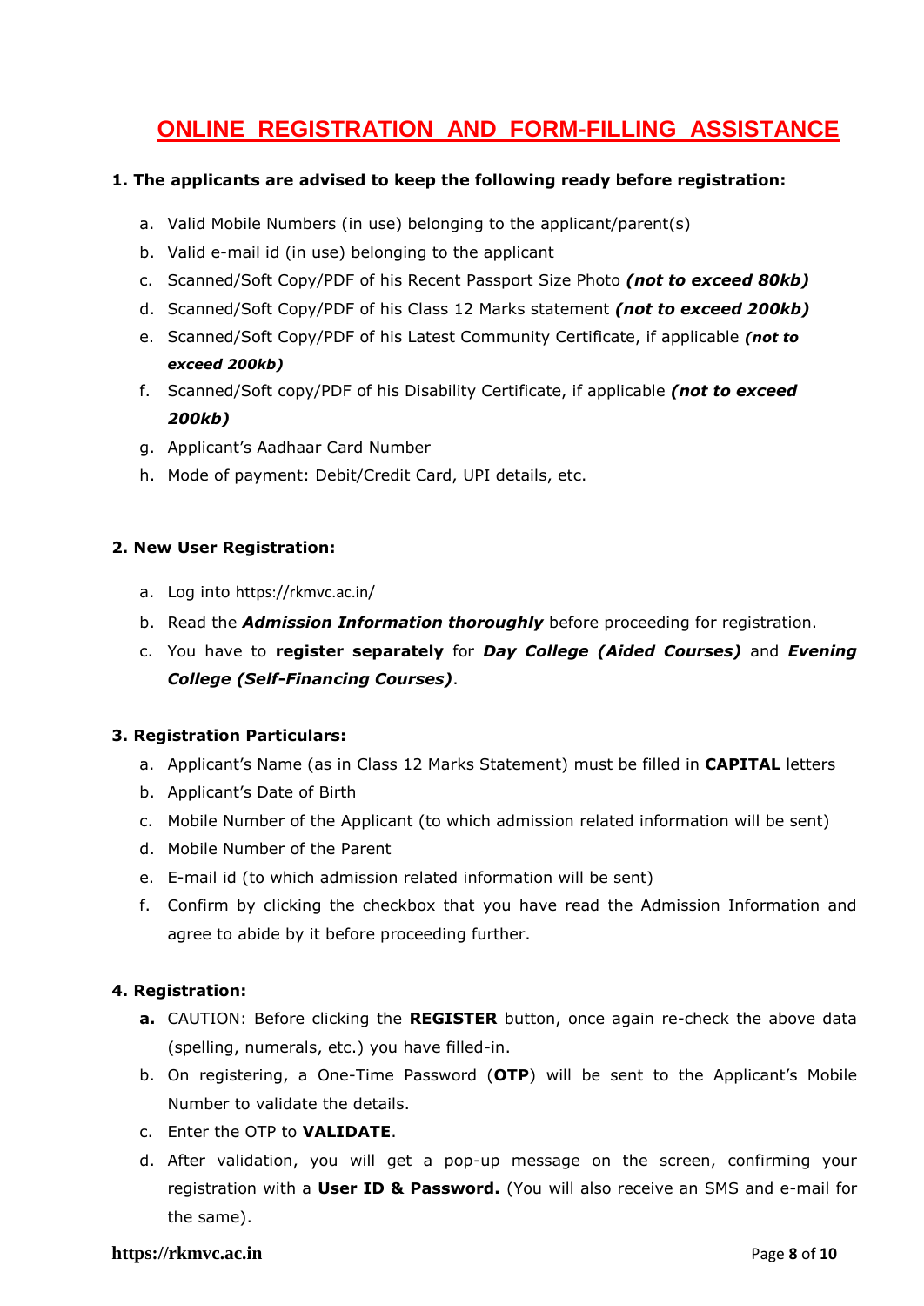# ONLINE REGISTRATION AND FORM-FILLING ASSISTANCE

**1. The applicants are advised to keep the following ready before registration:**

a. Valid Mobile Numbers (in use) belonging to the applicant/parent(s)
b. Valid e-mail id (in use) belonging to the applicant
c. Scanned/Soft Copy/PDF of his Recent Passport Size Photo ***(not to exceed 80kb)***
d. Scanned/Soft Copy/PDF of his Class 12 Marks statement ***(not to exceed 200kb)***
e. Scanned/Soft Copy/PDF of his Latest Community Certificate, if applicable ***(not to exceed 200kb)***
f. Scanned/Soft copy/PDF of his Disability Certificate, if applicable ***(not to exceed 200kb)***
g. Applicant's Aadhaar Card Number
h. Mode of payment: Debit/Credit Card, UPI details, etc.

**2. New User Registration:**

a. Log into https://rkmvc.ac.in/
b. Read the ***Admission Information thoroughly*** before proceeding for registration.
c. You have to **register separately** for ***Day College (Aided Courses)*** and ***Evening College (Self-Financing Courses)***.

**3. Registration Particulars:**

a. Applicant's Name (as in Class 12 Marks Statement) must be filled in **CAPITAL** letters
b. Applicant's Date of Birth
c. Mobile Number of the Applicant (to which admission related information will be sent)
d. Mobile Number of the Parent
e. E-mail id (to which admission related information will be sent)
f. Confirm by clicking the checkbox that you have read the Admission Information and agree to abide by it before proceeding further.

**4. Registration:**

**a.** CAUTION: Before clicking the **REGISTER** button, once again re-check the above data (spelling, numerals, etc.) you have filled-in.
b. On registering, a One-Time Password (**OTP**) will be sent to the Applicant's Mobile Number to validate the details.
c. Enter the OTP to **VALIDATE**.
d. After validation, you will get a pop-up message on the screen, confirming your registration with a **User ID & Password.** (You will also receive an SMS and e-mail for the same).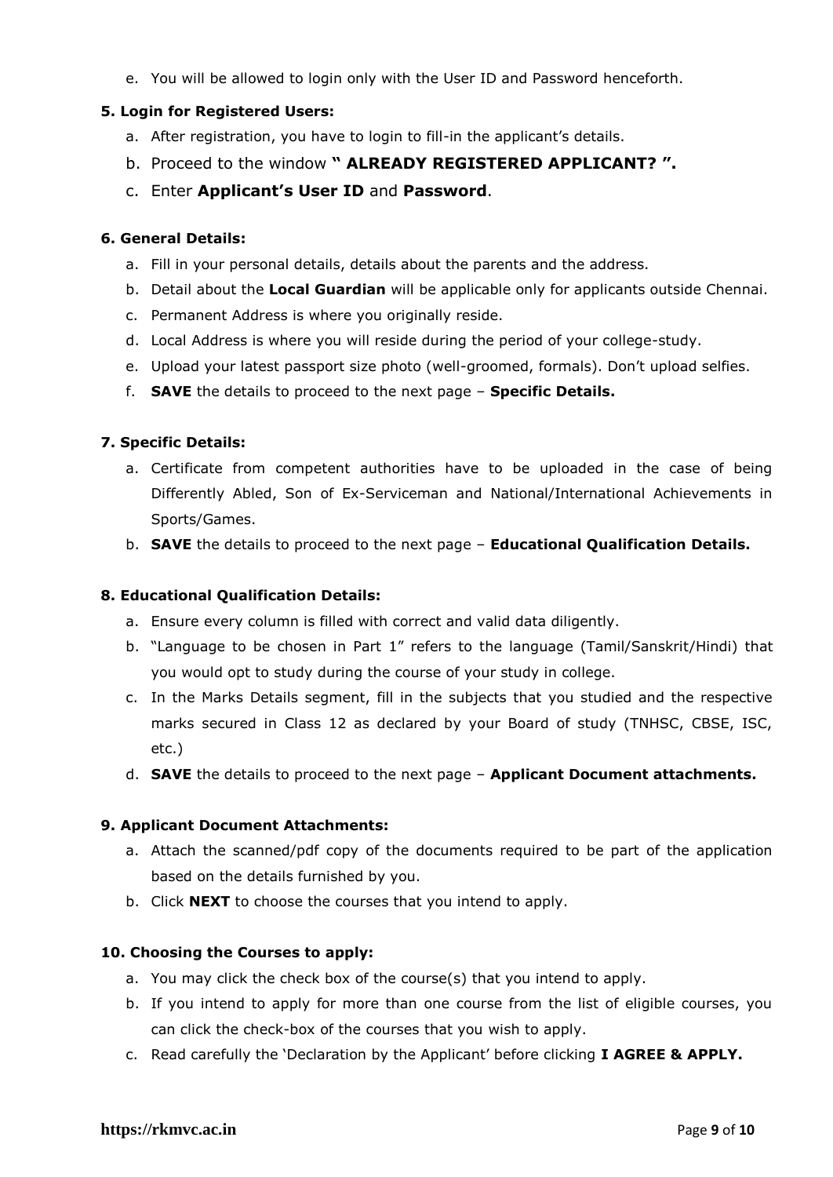e. You will be allowed to login only with the User ID and Password henceforth.

**5. Login for Registered Users:**

a. After registration, you have to login to fill-in the applicant's details.

b. Proceed to the window **" ALREADY REGISTERED APPLICANT? ".**

c. Enter **Applicant's User ID** and **Password**.

**6. General Details:**

a. Fill in your personal details, details about the parents and the address.

b. Detail about the **Local Guardian** will be applicable only for applicants outside Chennai.

c. Permanent Address is where you originally reside.

d. Local Address is where you will reside during the period of your college-study.

e. Upload your latest passport size photo (well-groomed, formals). Don't upload selfies.

f. **SAVE** the details to proceed to the next page – **Specific Details.**

**7. Specific Details:**

a. Certificate from competent authorities have to be uploaded in the case of being Differently Abled, Son of Ex-Serviceman and National/International Achievements in Sports/Games.

b. **SAVE** the details to proceed to the next page – **Educational Qualification Details.**

**8. Educational Qualification Details:**

a. Ensure every column is filled with correct and valid data diligently.

b. "Language to be chosen in Part 1" refers to the language (Tamil/Sanskrit/Hindi) that you would opt to study during the course of your study in college.

c. In the Marks Details segment, fill in the subjects that you studied and the respective marks secured in Class 12 as declared by your Board of study (TNHSC, CBSE, ISC, etc.)

d. **SAVE** the details to proceed to the next page – **Applicant Document attachments.**

**9. Applicant Document Attachments:**

a. Attach the scanned/pdf copy of the documents required to be part of the application based on the details furnished by you.

b. Click **NEXT** to choose the courses that you intend to apply.

**10. Choosing the Courses to apply:**

a. You may click the check box of the course(s) that you intend to apply.

b. If you intend to apply for more than one course from the list of eligible courses, you can click the check-box of the courses that you wish to apply.

c. Read carefully the 'Declaration by the Applicant' before clicking **I AGREE & APPLY.**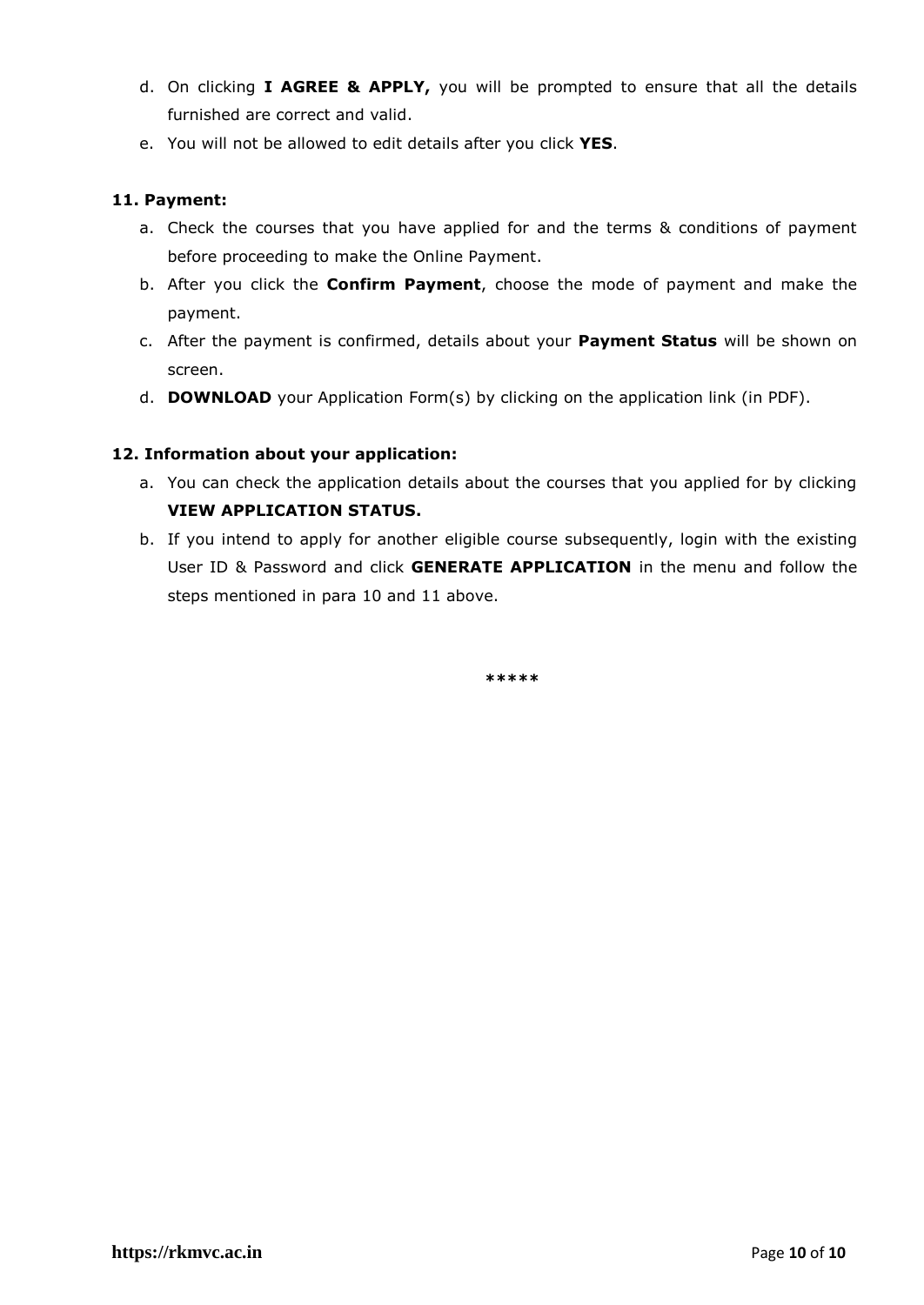d. On clicking **I AGREE & APPLY,** you will be prompted to ensure that all the details furnished are correct and valid.
e. You will not be allowed to edit details after you click **YES**.

**11. Payment:**

a. Check the courses that you have applied for and the terms & conditions of payment before proceeding to make the Online Payment.
b. After you click the **Confirm Payment**, choose the mode of payment and make the payment.
c. After the payment is confirmed, details about your **Payment Status** will be shown on screen.
d. **DOWNLOAD** your Application Form(s) by clicking on the application link (in PDF).

**12. Information about your application:**

a. You can check the application details about the courses that you applied for by clicking **VIEW APPLICATION STATUS.**
b. If you intend to apply for another eligible course subsequently, login with the existing User ID & Password and click **GENERATE APPLICATION** in the menu and follow the steps mentioned in para 10 and 11 above.

*****